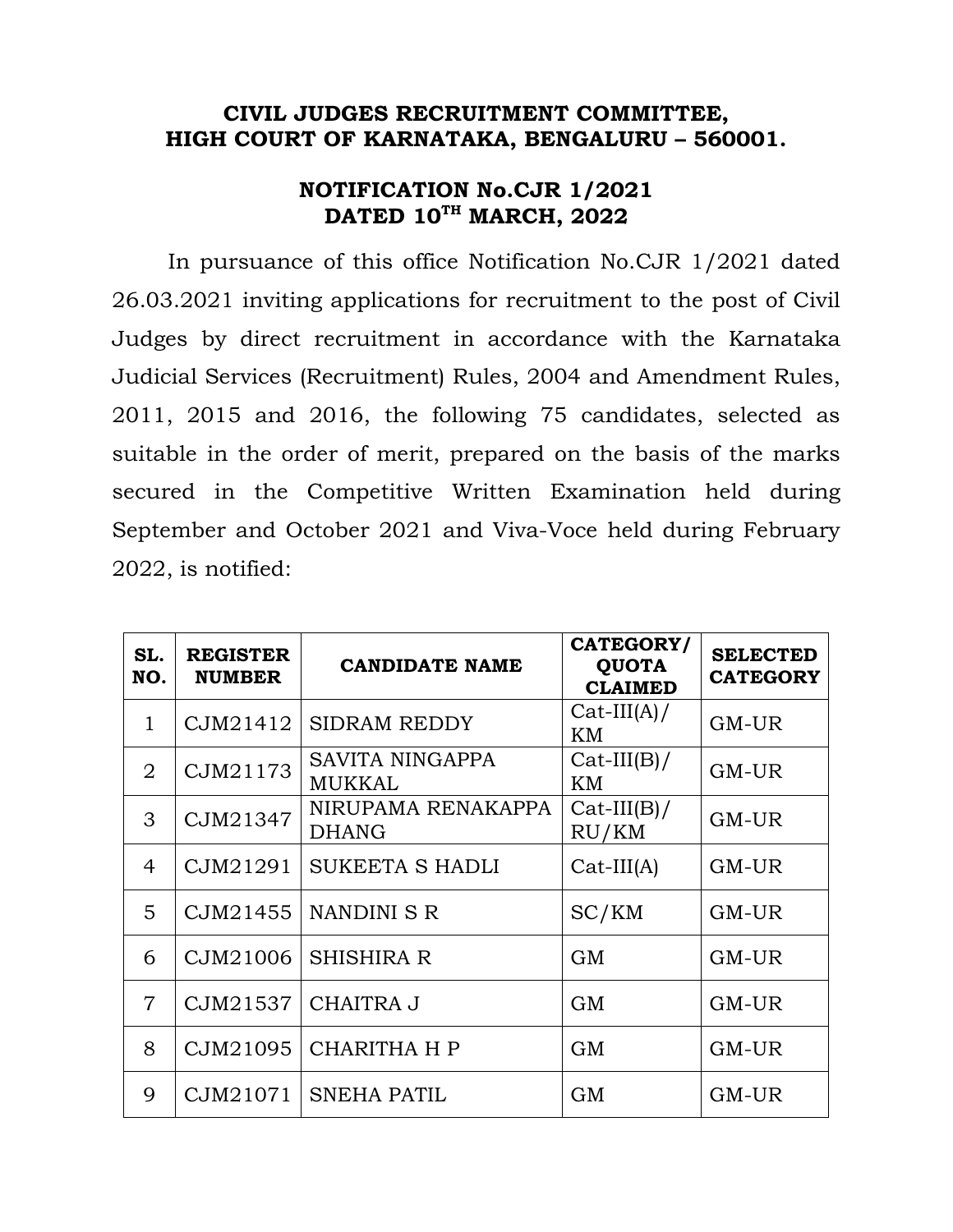**CIVIL JUDGES RECRUITMENT COMMITTEE,**
**HIGH COURT OF KARNATAKA, BENGALURU – 560001.**

**NOTIFICATION No.CJR 1/2021**
**DATED 10TH MARCH, 2022**

In pursuance of this office Notification No.CJR 1/2021 dated 26.03.2021 inviting applications for recruitment to the post of Civil Judges by direct recruitment in accordance with the Karnataka Judicial Services (Recruitment) Rules, 2004 and Amendment Rules, 2011, 2015 and 2016, the following 75 candidates, selected as suitable in the order of merit, prepared on the basis of the marks secured in the Competitive Written Examination held during September and October 2021 and Viva-Voce held during February 2022, is notified:

| SL. NO. | REGISTER NUMBER | CANDIDATE NAME | CATEGORY/ QUOTA CLAIMED | SELECTED CATEGORY |
|---|---|---|---|---|
| 1 | CJM21412 | SIDRAM REDDY | Cat-III(A)/ KM | GM-UR |
| 2 | CJM21173 | SAVITA NINGAPPA MUKKAL | Cat-III(B)/ KM | GM-UR |
| 3 | CJM21347 | NIRUPAMA RENAKAPPA DHANG | Cat-III(B)/ RU/KM | GM-UR |
| 4 | CJM21291 | SUKEETA S HADLI | Cat-III(A) | GM-UR |
| 5 | CJM21455 | NANDINI S R | SC/KM | GM-UR |
| 6 | CJM21006 | SHISHIRA R | GM | GM-UR |
| 7 | CJM21537 | CHAITRA J | GM | GM-UR |
| 8 | CJM21095 | CHARITHA H P | GM | GM-UR |
| 9 | CJM21071 | SNEHA PATIL | GM | GM-UR |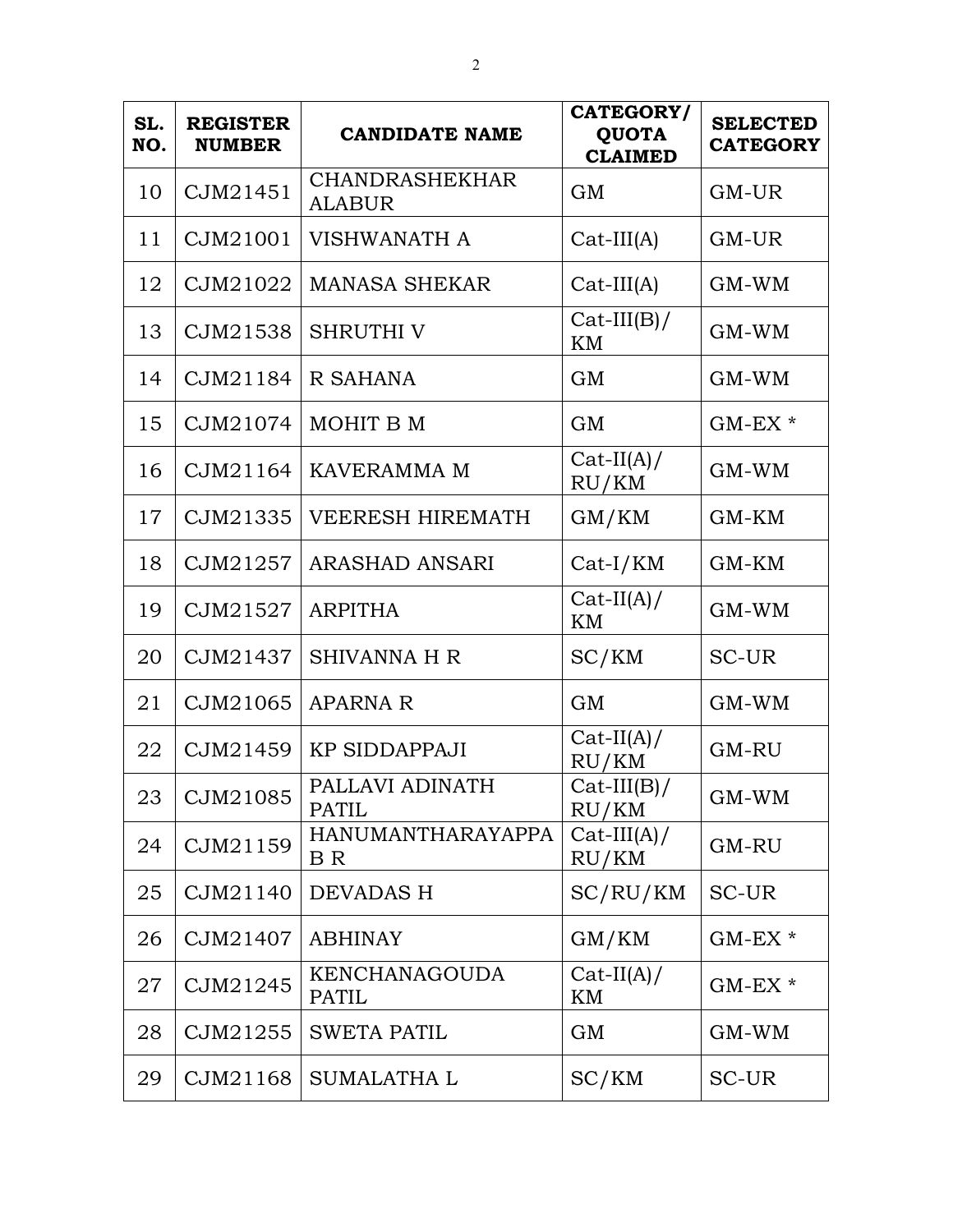| SL. NO. | REGISTER NUMBER | CANDIDATE NAME | CATEGORY/ QUOTA CLAIMED | SELECTED CATEGORY |
|---|---|---|---|---|
| 10 | CJM21451 | CHANDRASHEKHAR ALABUR | GM | GM-UR |
| 11 | CJM21001 | VISHWANATH A | Cat-III(A) | GM-UR |
| 12 | CJM21022 | MANASA SHEKAR | Cat-III(A) | GM-WM |
| 13 | CJM21538 | SHRUTHI V | Cat-III(B)/ KM | GM-WM |
| 14 | CJM21184 | R SAHANA | GM | GM-WM |
| 15 | CJM21074 | MOHIT B M | GM | GM-EX * |
| 16 | CJM21164 | KAVERAMMA M | Cat-II(A)/ RU/KM | GM-WM |
| 17 | CJM21335 | VEERESH HIREMATH | GM/KM | GM-KM |
| 18 | CJM21257 | ARASHAD ANSARI | Cat-I/KM | GM-KM |
| 19 | CJM21527 | ARPITHA | Cat-II(A)/ KM | GM-WM |
| 20 | CJM21437 | SHIVANNA H R | SC/KM | SC-UR |
| 21 | CJM21065 | APARNA R | GM | GM-WM |
| 22 | CJM21459 | KP SIDDAPPAJI | Cat-II(A)/ RU/KM | GM-RU |
| 23 | CJM21085 | PALLAVI ADINATH PATIL | Cat-III(B)/ RU/KM | GM-WM |
| 24 | CJM21159 | HANUMANTHARAYAPPA B R | Cat-III(A)/ RU/KM | GM-RU |
| 25 | CJM21140 | DEVADAS H | SC/RU/KM | SC-UR |
| 26 | CJM21407 | ABHINAY | GM/KM | GM-EX * |
| 27 | CJM21245 | KENCHANAGOUDA PATIL | Cat-II(A)/ KM | GM-EX * |
| 28 | CJM21255 | SWETA PATIL | GM | GM-WM |
| 29 | CJM21168 | SUMALATHA L | SC/KM | SC-UR |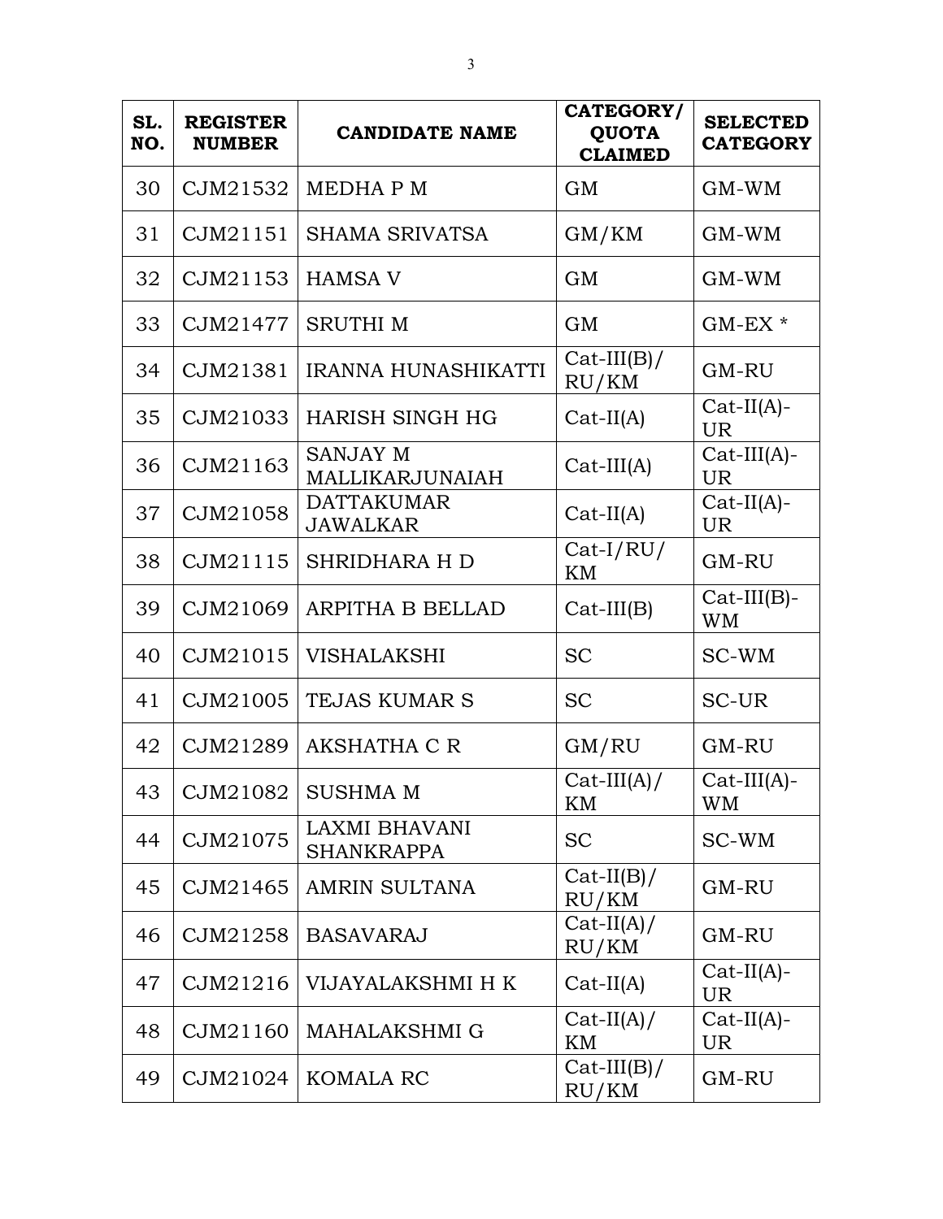| SL. NO. | REGISTER NUMBER | CANDIDATE NAME | CATEGORY/ QUOTA CLAIMED | SELECTED CATEGORY |
|---|---|---|---|---|
| 30 | CJM21532 | MEDHA P M | GM | GM-WM |
| 31 | CJM21151 | SHAMA SRIVATSA | GM/KM | GM-WM |
| 32 | CJM21153 | HAMSA V | GM | GM-WM |
| 33 | CJM21477 | SRUTHI M | GM | GM-EX * |
| 34 | CJM21381 | IRANNA HUNASHIKATTI | Cat-III(B)/ RU/KM | GM-RU |
| 35 | CJM21033 | HARISH SINGH HG | Cat-II(A) | Cat-II(A)- UR |
| 36 | CJM21163 | SANJAY M MALLIKARJUNAIAH | Cat-III(A) | Cat-III(A)- UR |
| 37 | CJM21058 | DATTAKUMAR JAWALKAR | Cat-II(A) | Cat-II(A)- UR |
| 38 | CJM21115 | SHRIDHARA H D | Cat-I/RU/ KM | GM-RU |
| 39 | CJM21069 | ARPITHA B BELLAD | Cat-III(B) | Cat-III(B)- WM |
| 40 | CJM21015 | VISHALAKSHI | SC | SC-WM |
| 41 | CJM21005 | TEJAS KUMAR S | SC | SC-UR |
| 42 | CJM21289 | AKSHATHA C R | GM/RU | GM-RU |
| 43 | CJM21082 | SUSHMA M | Cat-III(A)/ KM | Cat-III(A)- WM |
| 44 | CJM21075 | LAXMI BHAVANI SHANKRAPPA | SC | SC-WM |
| 45 | CJM21465 | AMRIN SULTANA | Cat-II(B)/ RU/KM | GM-RU |
| 46 | CJM21258 | BASAVARAJ | Cat-II(A)/ RU/KM | GM-RU |
| 47 | CJM21216 | VIJAYALAKSHMI H K | Cat-II(A) | Cat-II(A)- UR |
| 48 | CJM21160 | MAHALAKSHMI G | Cat-II(A)/ KM | Cat-II(A)- UR |
| 49 | CJM21024 | KOMALA RC | Cat-III(B)/ RU/KM | GM-RU |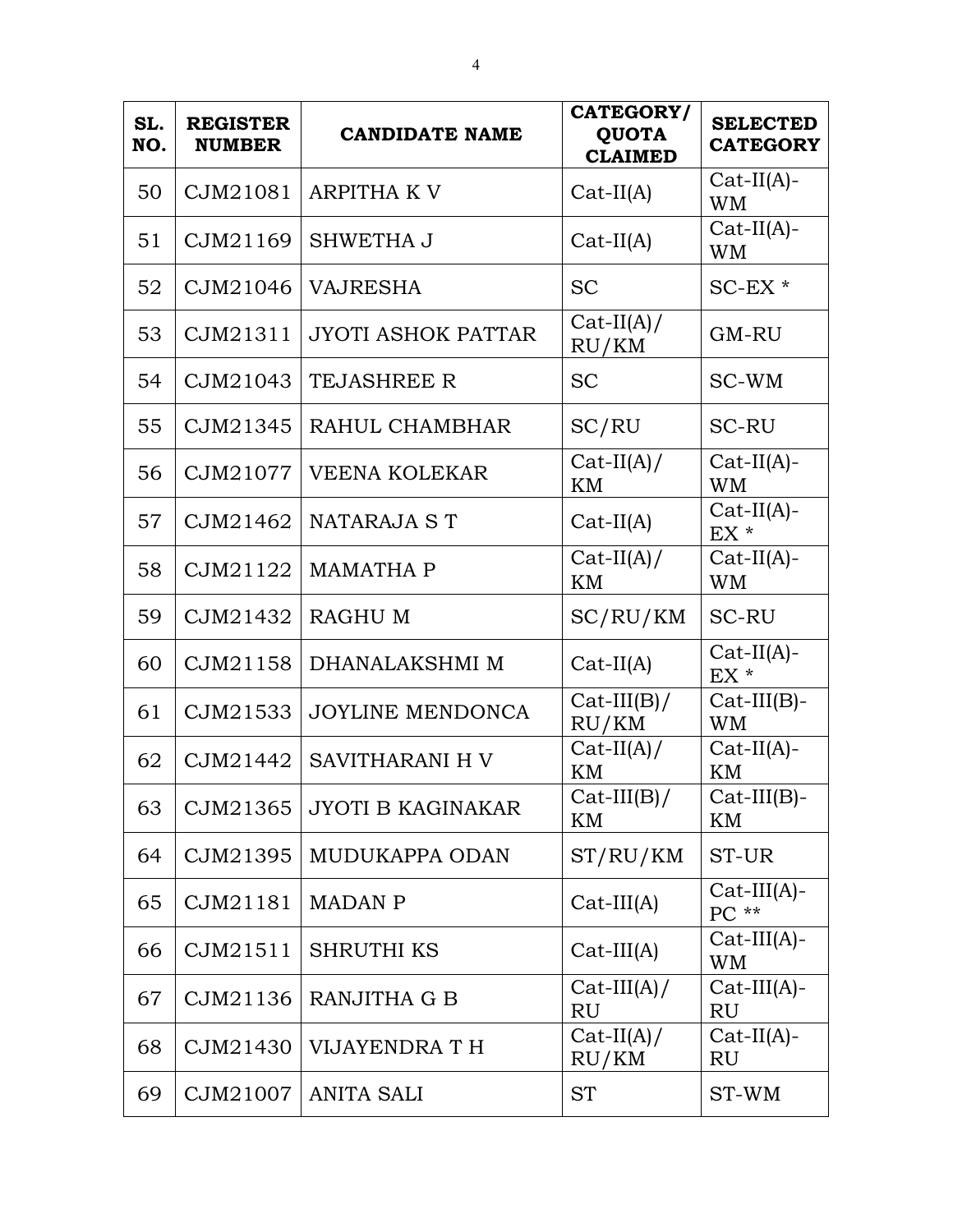| SL. NO. | REGISTER NUMBER | CANDIDATE NAME | CATEGORY/ QUOTA CLAIMED | SELECTED CATEGORY |
|---|---|---|---|---|
| 50 | CJM21081 | ARPITHA K V | Cat-II(A) | Cat-II(A)-WM |
| 51 | CJM21169 | SHWETHA J | Cat-II(A) | Cat-II(A)-WM |
| 52 | CJM21046 | VAJRESHA | SC | SC-EX * |
| 53 | CJM21311 | JYOTI ASHOK PATTAR | Cat-II(A)/ RU/KM | GM-RU |
| 54 | CJM21043 | TEJASHREE R | SC | SC-WM |
| 55 | CJM21345 | RAHUL CHAMBHAR | SC/RU | SC-RU |
| 56 | CJM21077 | VEENA KOLEKAR | Cat-II(A)/ KM | Cat-II(A)-WM |
| 57 | CJM21462 | NATARAJA S T | Cat-II(A) | Cat-II(A)-EX * |
| 58 | CJM21122 | MAMATHA P | Cat-II(A)/ KM | Cat-II(A)-WM |
| 59 | CJM21432 | RAGHU M | SC/RU/KM | SC-RU |
| 60 | CJM21158 | DHANALAKSHMI M | Cat-II(A) | Cat-II(A)-EX * |
| 61 | CJM21533 | JOYLINE MENDONCA | Cat-III(B)/ RU/KM | Cat-III(B)-WM |
| 62 | CJM21442 | SAVITHARANI H V | Cat-II(A)/ KM | Cat-II(A)-KM |
| 63 | CJM21365 | JYOTI B KAGINAKAR | Cat-III(B)/ KM | Cat-III(B)-KM |
| 64 | CJM21395 | MUDUKAPPA ODAN | ST/RU/KM | ST-UR |
| 65 | CJM21181 | MADAN P | Cat-III(A) | Cat-III(A)-PC ** |
| 66 | CJM21511 | SHRUTHI KS | Cat-III(A) | Cat-III(A)-WM |
| 67 | CJM21136 | RANJITHA G B | Cat-III(A)/ RU | Cat-III(A)-RU |
| 68 | CJM21430 | VIJAYENDRA T H | Cat-II(A)/ RU/KM | Cat-II(A)-RU |
| 69 | CJM21007 | ANITA SALI | ST | ST-WM |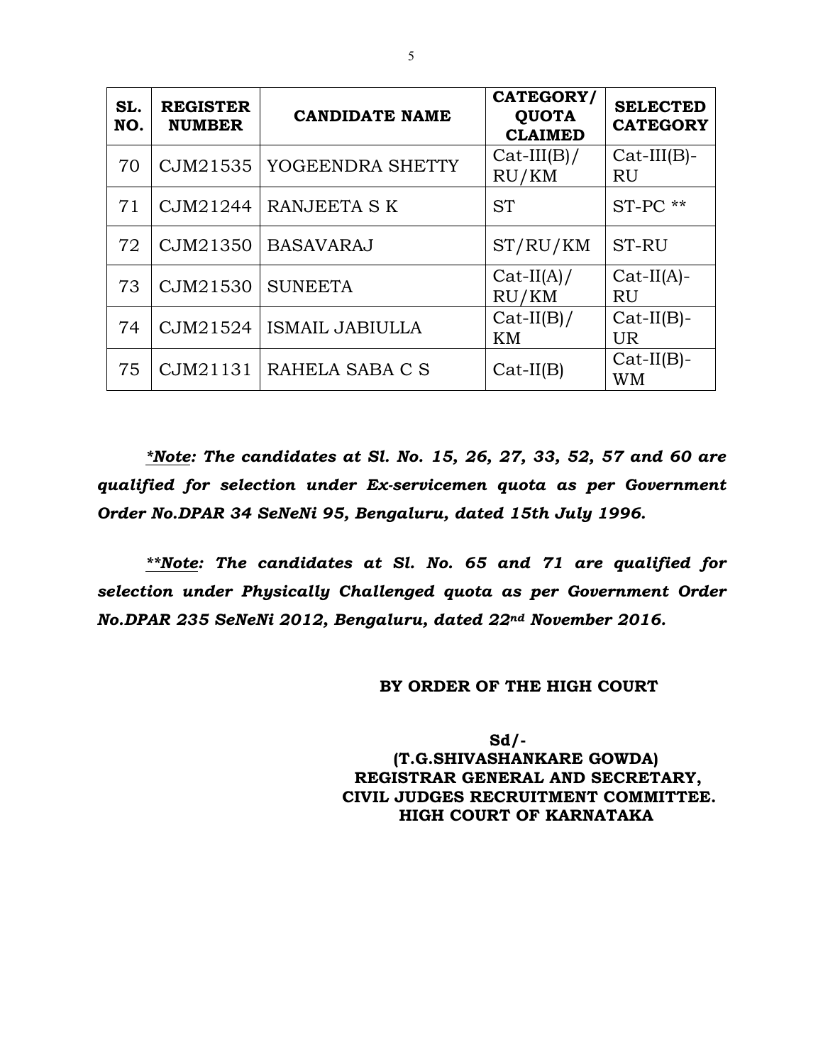| SL. NO. | REGISTER NUMBER | CANDIDATE NAME | CATEGORY/ QUOTA CLAIMED | SELECTED CATEGORY |
|---|---|---|---|---|
| 70 | CJM21535 | YOGEENDRA SHETTY | Cat-III(B)/ RU/KM | Cat-III(B)-RU |
| 71 | CJM21244 | RANJEETA S K | ST | ST-PC ** |
| 72 | CJM21350 | BASAVARAJ | ST/RU/KM | ST-RU |
| 73 | CJM21530 | SUNEETA | Cat-II(A)/ RU/KM | Cat-II(A)-RU |
| 74 | CJM21524 | ISMAIL JABIULLA | Cat-II(B)/ KM | Cat-II(B)-UR |
| 75 | CJM21131 | RAHELA SABA C S | Cat-II(B) | Cat-II(B)-WM |

***Note*: The candidates at Sl. No. 15, 26, 27, 33, 52, 57 and 60 are qualified for selection under Ex-servicemen quota as per Government Order No.DPAR 34 SeNeNi 95, Bengaluru, dated 15th July 1996.**

****Note*: The candidates at Sl. No. 65 and 71 are qualified for selection under Physically Challenged quota as per Government Order No.DPAR 235 SeNeNi 2012, Bengaluru, dated 22nd November 2016.**

**BY ORDER OF THE HIGH COURT**

**Sd/-**
**(T.G.SHIVASHANKARE GOWDA)**
**REGISTRAR GENERAL AND SECRETARY,**
**CIVIL JUDGES RECRUITMENT COMMITTEE.**
**HIGH COURT OF KARNATAKA**